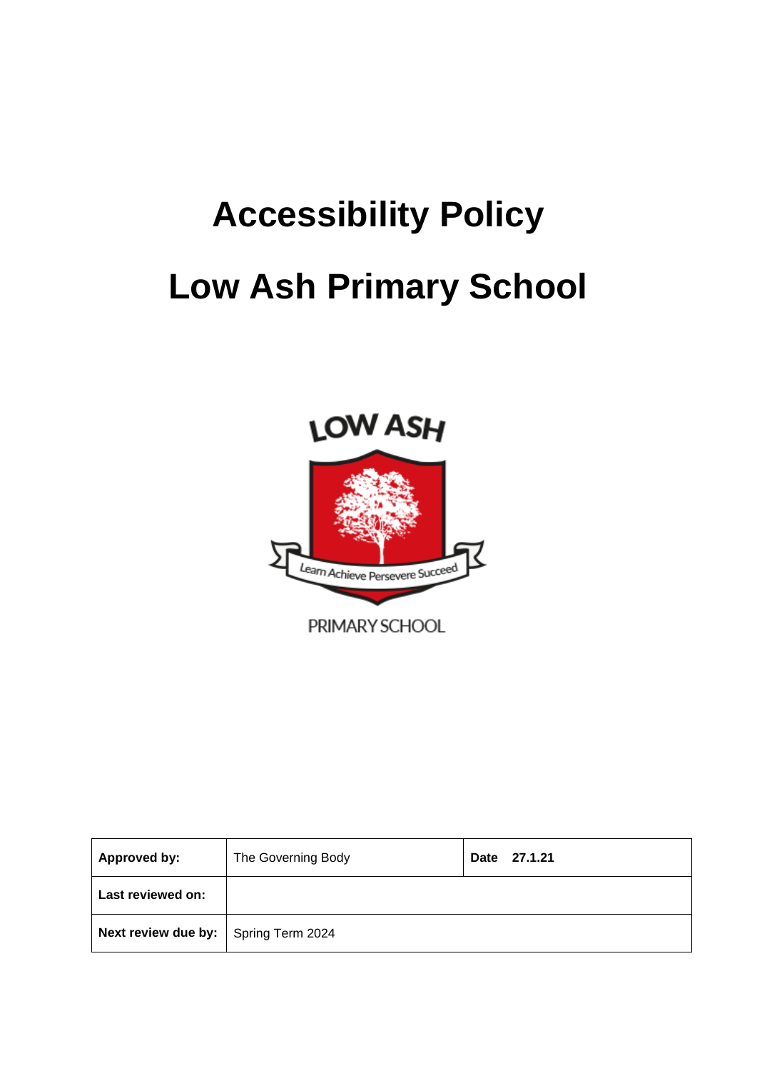# Accessibility Policy

# Low Ash Primary School

| **Approved by:** | The Governing Body | **Date 27.1.21** |
|---|---|---|
| **Last reviewed on:** | | |
| **Next review due by:** | Spring Term 2024 | |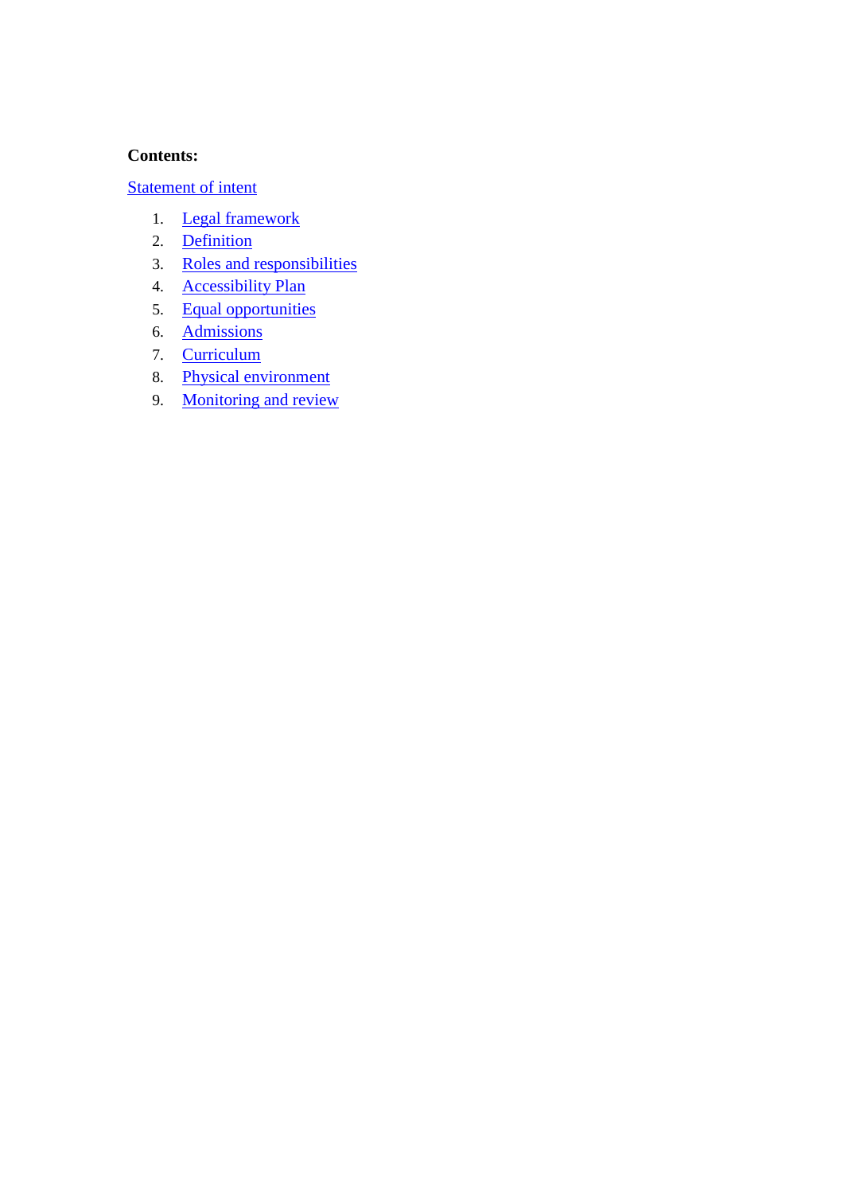**Contents:**

Statement of intent

1. Legal framework
2. Definition
3. Roles and responsibilities
4. Accessibility Plan
5. Equal opportunities
6. Admissions
7. Curriculum
8. Physical environment
9. Monitoring and review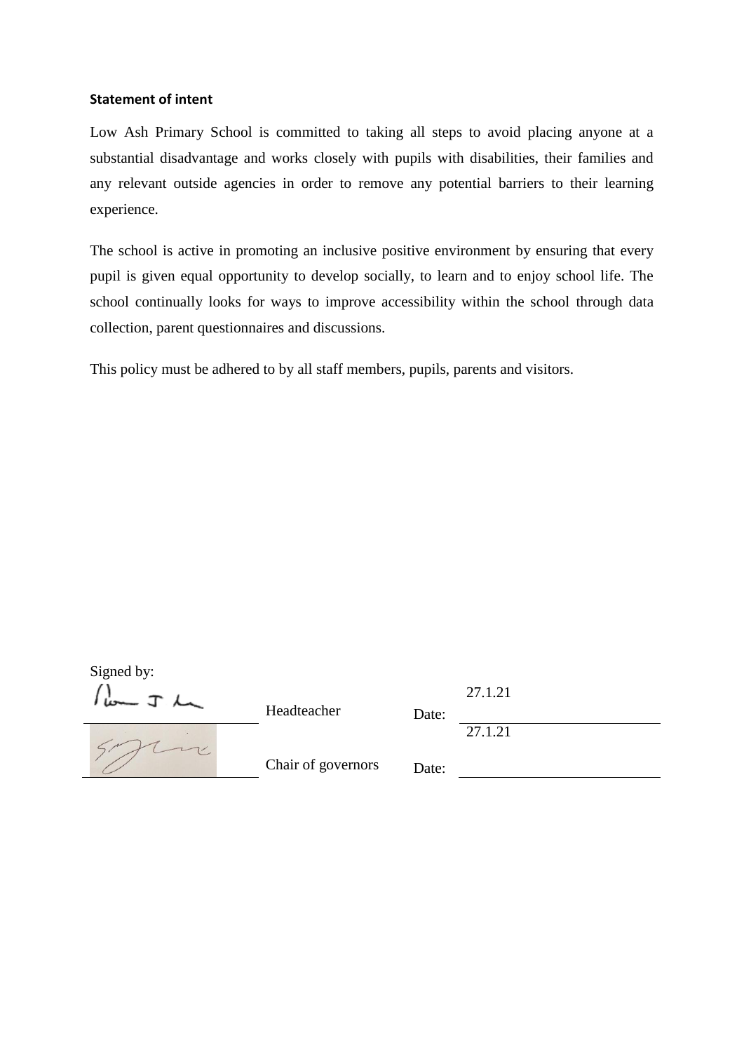**Statement of intent**

Low Ash Primary School is committed to taking all steps to avoid placing anyone at a substantial disadvantage and works closely with pupils with disabilities, their families and any relevant outside agencies in order to remove any potential barriers to their learning experience.

The school is active in promoting an inclusive positive environment by ensuring that every pupil is given equal opportunity to develop socially, to learn and to enjoy school life. The school continually looks for ways to improve accessibility within the school through data collection, parent questionnaires and discussions.

This policy must be adhered to by all staff members, pupils, parents and visitors.

Signed by:

| | | | |
|---|---|---|---|
| | Headteacher | Date: | 27.1.21 |
| | Chair of governors | Date: | 27.1.21 |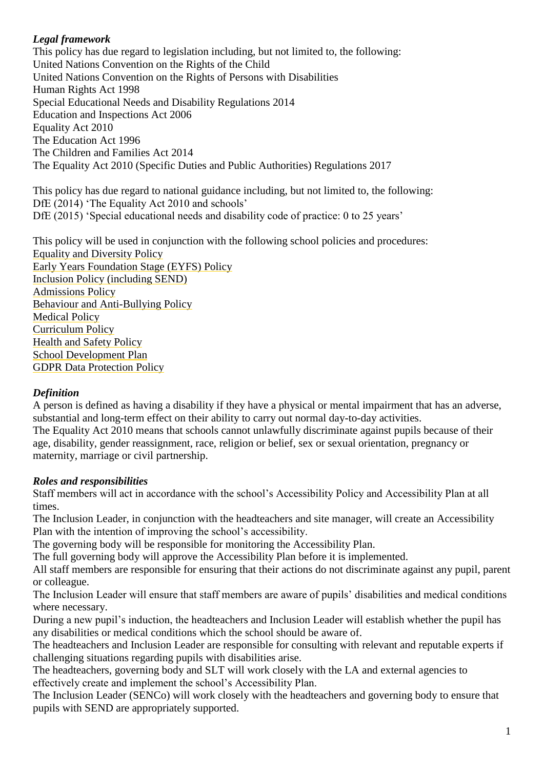### *Legal framework*

This policy has due regard to legislation including, but not limited to, the following:
United Nations Convention on the Rights of the Child
United Nations Convention on the Rights of Persons with Disabilities
Human Rights Act 1998
Special Educational Needs and Disability Regulations 2014
Education and Inspections Act 2006
Equality Act 2010
The Education Act 1996
The Children and Families Act 2014
The Equality Act 2010 (Specific Duties and Public Authorities) Regulations 2017

This policy has due regard to national guidance including, but not limited to, the following:
DfE (2014) 'The Equality Act 2010 and schools'
DfE (2015) 'Special educational needs and disability code of practice: 0 to 25 years'

This policy will be used in conjunction with the following school policies and procedures:
Equality and Diversity Policy
Early Years Foundation Stage (EYFS) Policy
Inclusion Policy (including SEND)
Admissions Policy
Behaviour and Anti-Bullying Policy
Medical Policy
Curriculum Policy
Health and Safety Policy
School Development Plan
GDPR Data Protection Policy

### *Definition*

A person is defined as having a disability if they have a physical or mental impairment that has an adverse, substantial and long-term effect on their ability to carry out normal day-to-day activities.
The Equality Act 2010 means that schools cannot unlawfully discriminate against pupils because of their age, disability, gender reassignment, race, religion or belief, sex or sexual orientation, pregnancy or maternity, marriage or civil partnership.

### *Roles and responsibilities*

Staff members will act in accordance with the school's Accessibility Policy and Accessibility Plan at all times.
The Inclusion Leader, in conjunction with the headteachers and site manager, will create an Accessibility Plan with the intention of improving the school's accessibility.
The governing body will be responsible for monitoring the Accessibility Plan.
The full governing body will approve the Accessibility Plan before it is implemented.
All staff members are responsible for ensuring that their actions do not discriminate against any pupil, parent or colleague.
The Inclusion Leader will ensure that staff members are aware of pupils' disabilities and medical conditions where necessary.
During a new pupil's induction, the headteachers and Inclusion Leader will establish whether the pupil has any disabilities or medical conditions which the school should be aware of.
The headteachers and Inclusion Leader are responsible for consulting with relevant and reputable experts if challenging situations regarding pupils with disabilities arise.
The headteachers, governing body and SLT will work closely with the LA and external agencies to effectively create and implement the school's Accessibility Plan.
The Inclusion Leader (SENCo) will work closely with the headteachers and governing body to ensure that pupils with SEND are appropriately supported.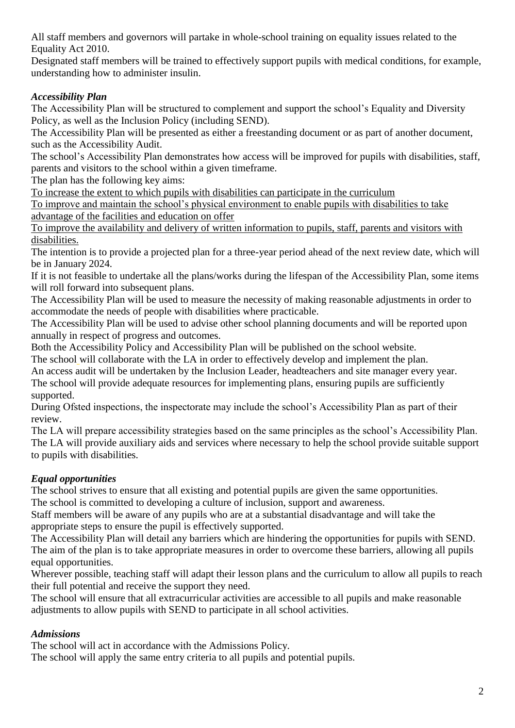All staff members and governors will partake in whole-school training on equality issues related to the Equality Act 2010.

Designated staff members will be trained to effectively support pupils with medical conditions, for example, understanding how to administer insulin.

### *Accessibility Plan*

The Accessibility Plan will be structured to complement and support the school's Equality and Diversity Policy, as well as the Inclusion Policy (including SEND).

The Accessibility Plan will be presented as either a freestanding document or as part of another document, such as the Accessibility Audit.

The school's Accessibility Plan demonstrates how access will be improved for pupils with disabilities, staff, parents and visitors to the school within a given timeframe.

The plan has the following key aims:

<u>To increase the extent to which pupils with disabilities can participate in the curriculum</u>

<u>To improve and maintain the school's physical environment to enable pupils with disabilities to take advantage of the facilities and education on offer</u>

<u>To improve the availability and delivery of written information to pupils, staff, parents and visitors with disabilities.</u>

The intention is to provide a projected plan for a three-year period ahead of the next review date, which will be in January 2024.

If it is not feasible to undertake all the plans/works during the lifespan of the Accessibility Plan, some items will roll forward into subsequent plans.

The Accessibility Plan will be used to measure the necessity of making reasonable adjustments in order to accommodate the needs of people with disabilities where practicable.

The Accessibility Plan will be used to advise other school planning documents and will be reported upon annually in respect of progress and outcomes.

Both the Accessibility Policy and Accessibility Plan will be published on the school website.

The school will collaborate with the LA in order to effectively develop and implement the plan.

An access audit will be undertaken by the Inclusion Leader, headteachers and site manager every year.

The school will provide adequate resources for implementing plans, ensuring pupils are sufficiently supported.

During Ofsted inspections, the inspectorate may include the school's Accessibility Plan as part of their review.

The LA will prepare accessibility strategies based on the same principles as the school's Accessibility Plan.

The LA will provide auxiliary aids and services where necessary to help the school provide suitable support to pupils with disabilities.

### *Equal opportunities*

The school strives to ensure that all existing and potential pupils are given the same opportunities.

The school is committed to developing a culture of inclusion, support and awareness.

Staff members will be aware of any pupils who are at a substantial disadvantage and will take the appropriate steps to ensure the pupil is effectively supported.

The Accessibility Plan will detail any barriers which are hindering the opportunities for pupils with SEND.

The aim of the plan is to take appropriate measures in order to overcome these barriers, allowing all pupils equal opportunities.

Wherever possible, teaching staff will adapt their lesson plans and the curriculum to allow all pupils to reach their full potential and receive the support they need.

The school will ensure that all extracurricular activities are accessible to all pupils and make reasonable adjustments to allow pupils with SEND to participate in all school activities.

### *Admissions*

The school will act in accordance with the Admissions Policy.

The school will apply the same entry criteria to all pupils and potential pupils.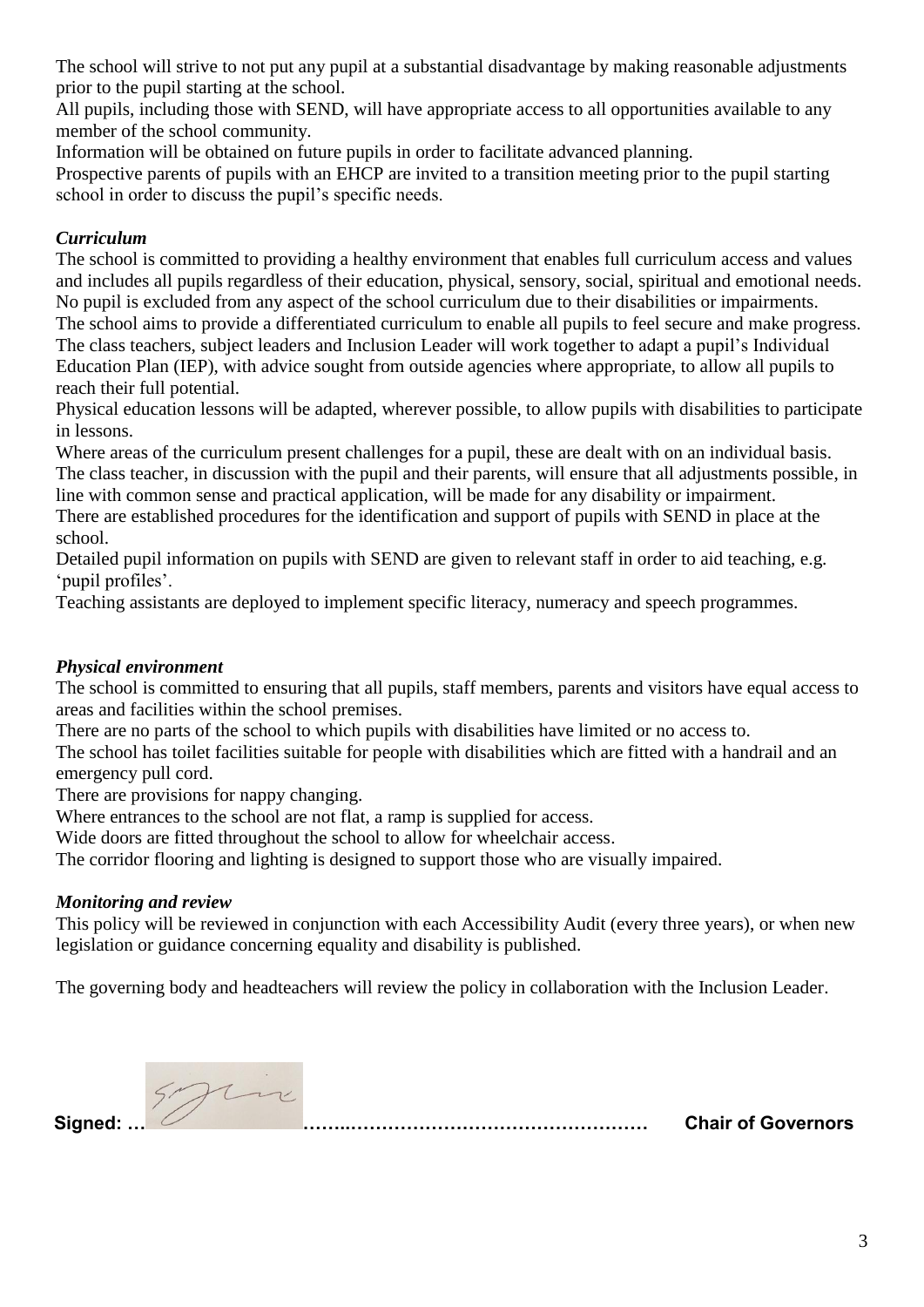The school will strive to not put any pupil at a substantial disadvantage by making reasonable adjustments prior to the pupil starting at the school.

All pupils, including those with SEND, will have appropriate access to all opportunities available to any member of the school community.

Information will be obtained on future pupils in order to facilitate advanced planning.

Prospective parents of pupils with an EHCP are invited to a transition meeting prior to the pupil starting school in order to discuss the pupil's specific needs.

***Curriculum***

The school is committed to providing a healthy environment that enables full curriculum access and values and includes all pupils regardless of their education, physical, sensory, social, spiritual and emotional needs.

No pupil is excluded from any aspect of the school curriculum due to their disabilities or impairments.

The school aims to provide a differentiated curriculum to enable all pupils to feel secure and make progress.

The class teachers, subject leaders and Inclusion Leader will work together to adapt a pupil's Individual Education Plan (IEP), with advice sought from outside agencies where appropriate, to allow all pupils to reach their full potential.

Physical education lessons will be adapted, wherever possible, to allow pupils with disabilities to participate in lessons.

Where areas of the curriculum present challenges for a pupil, these are dealt with on an individual basis.

The class teacher, in discussion with the pupil and their parents, will ensure that all adjustments possible, in line with common sense and practical application, will be made for any disability or impairment.

There are established procedures for the identification and support of pupils with SEND in place at the school.

Detailed pupil information on pupils with SEND are given to relevant staff in order to aid teaching, e.g. 'pupil profiles'.

Teaching assistants are deployed to implement specific literacy, numeracy and speech programmes.

***Physical environment***

The school is committed to ensuring that all pupils, staff members, parents and visitors have equal access to areas and facilities within the school premises.

There are no parts of the school to which pupils with disabilities have limited or no access to.

The school has toilet facilities suitable for people with disabilities which are fitted with a handrail and an emergency pull cord.

There are provisions for nappy changing.

Where entrances to the school are not flat, a ramp is supplied for access.

Wide doors are fitted throughout the school to allow for wheelchair access.

The corridor flooring and lighting is designed to support those who are visually impaired.

***Monitoring and review***

This policy will be reviewed in conjunction with each Accessibility Audit (every three years), or when new legislation or guidance concerning equality and disability is published.

The governing body and headteachers will review the policy in collaboration with the Inclusion Leader.

**Signed: …………………………………………………………… Chair of Governors**